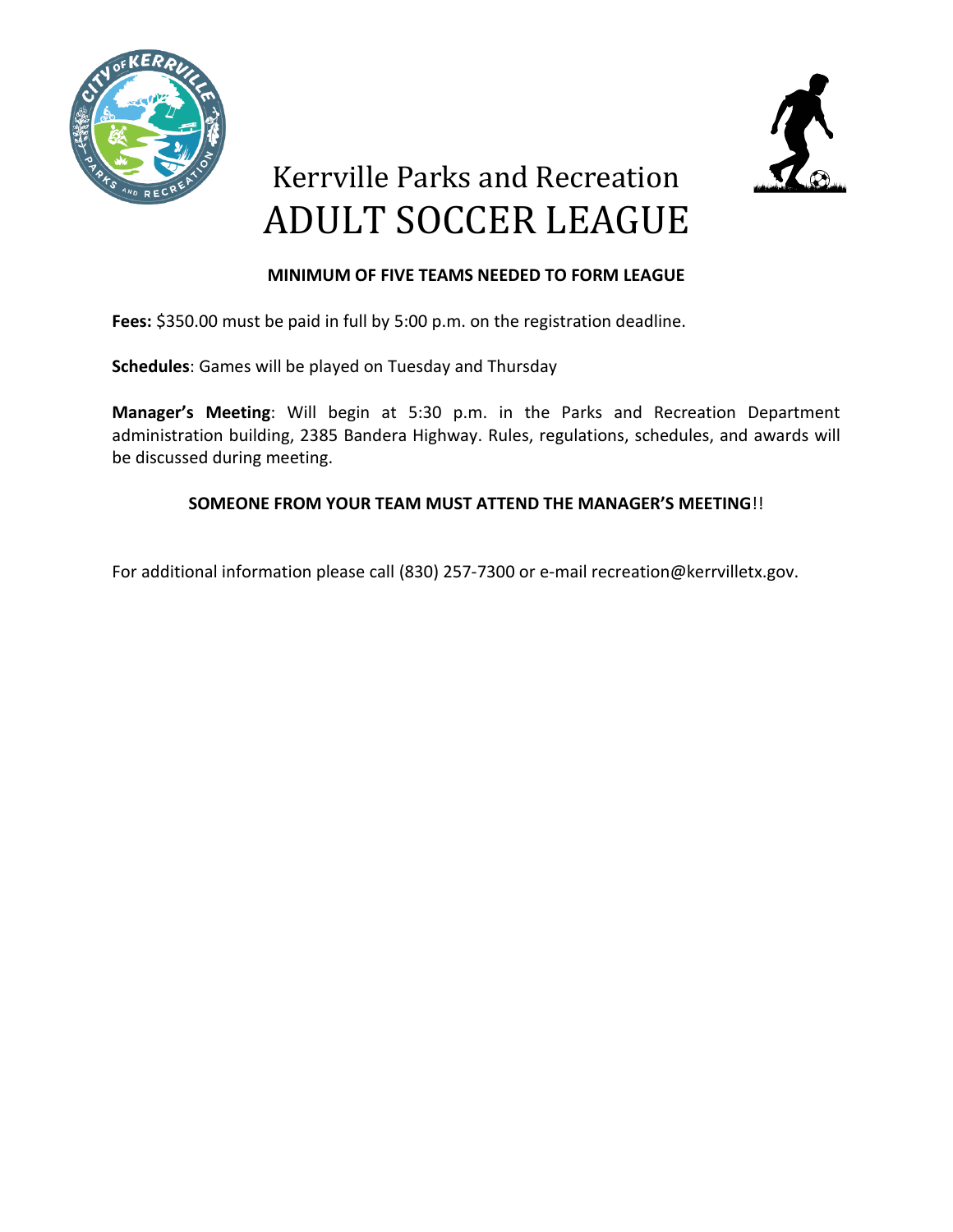# Kerrville Parks and Recreation ADULT SOCCER LEAGUE

**MINIMUM OF FIVE TEAMS NEEDED TO FORM LEAGUE**

**Fees:** $350.00 must be paid in full by 5:00 p.m. on the registration deadline.

**Schedules**: Games will be played on Tuesday and Thursday

**Manager's Meeting**: Will begin at 5:30 p.m. in the Parks and Recreation Department administration building, 2385 Bandera Highway. Rules, regulations, schedules, and awards will be discussed during meeting.

**SOMEONE FROM YOUR TEAM MUST ATTEND THE MANAGER'S MEETING**!!

For additional information please call (830) 257-7300 or e-mail recreation@kerrvilletx.gov.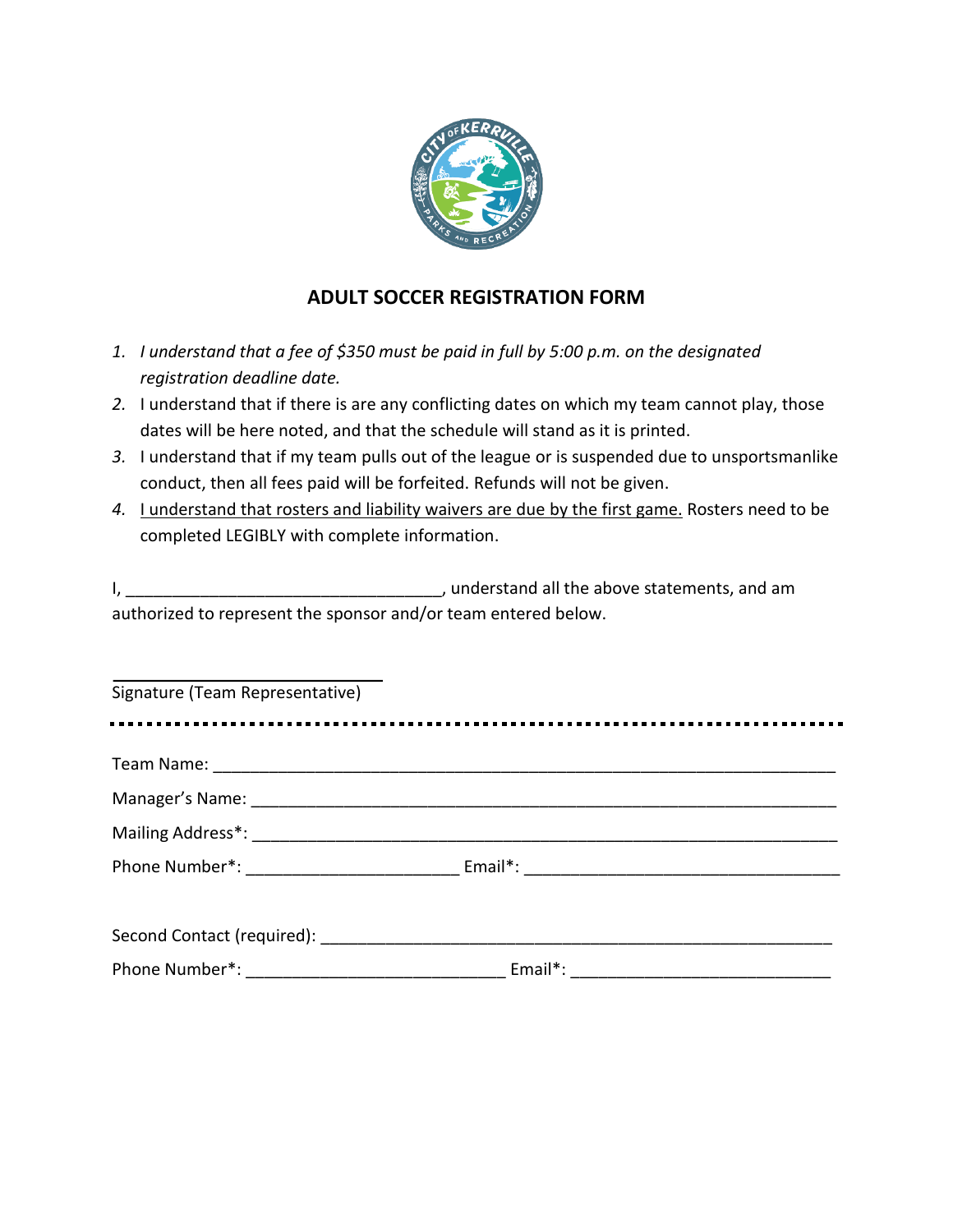# ADULT SOCCER REGISTRATION FORM

1. *I understand that a fee of $350 must be paid in full by 5:00 p.m. on the designated registration deadline date.*
2. I understand that if there is are any conflicting dates on which my team cannot play, those dates will be here noted, and that the schedule will stand as it is printed.
3. I understand that if my team pulls out of the league or is suspended due to unsportsmanlike conduct, then all fees paid will be forfeited. Refunds will not be given.
4. <u>I understand that rosters and liability waivers are due by the first game.</u> Rosters need to be completed LEGIBLY with complete information.

I, __________________________________, understand all the above statements, and am authorized to represent the sponsor and/or team entered below.

______________________________
Signature (Team Representative)

---

Team Name: ____________________________________________________________________

Manager's Name: ________________________________________________________________

Mailing Address*: _______________________________________________________________

Phone Number*: _______________________ Email*: __________________________________

Second Contact (required): ________________________________________________________

Phone Number*: ____________________________ Email*: ____________________________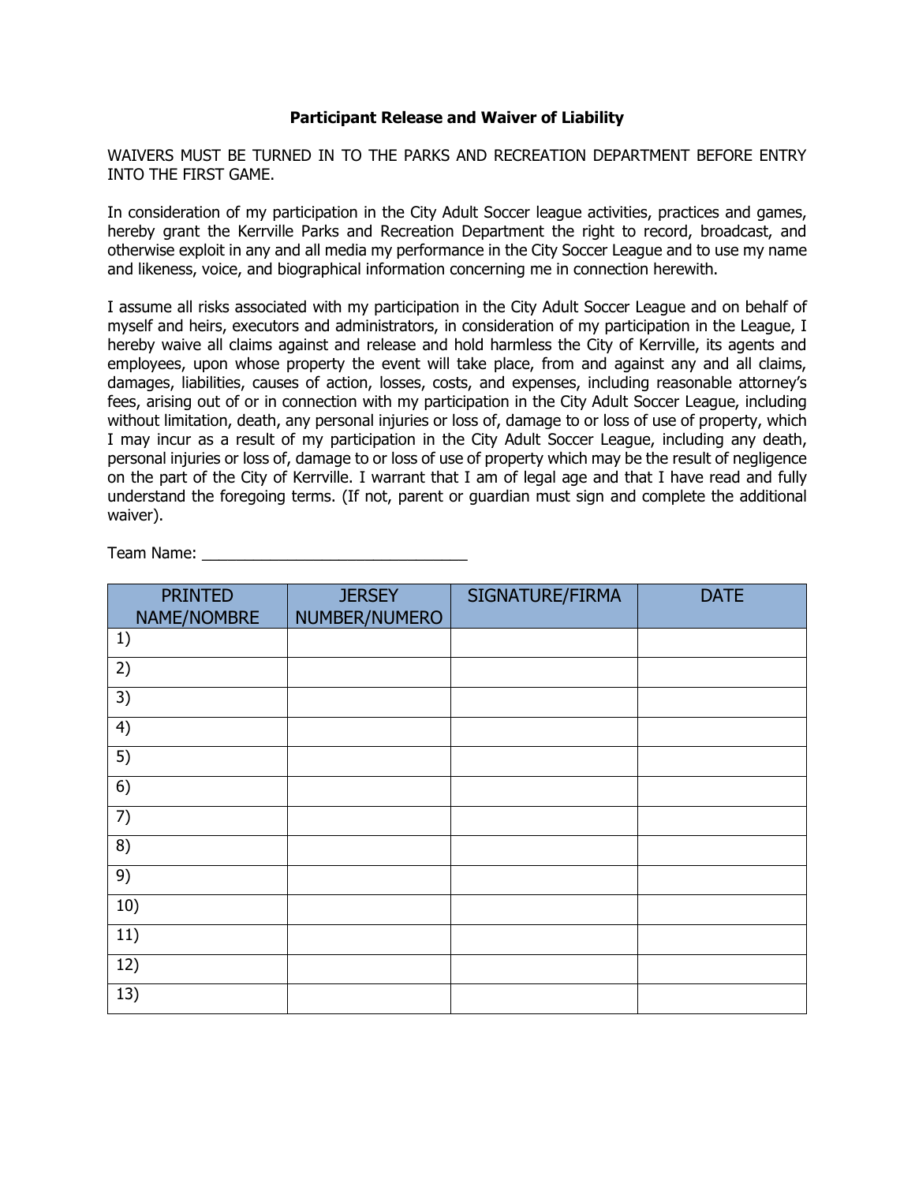**Participant Release and Waiver of Liability**

WAIVERS MUST BE TURNED IN TO THE PARKS AND RECREATION DEPARTMENT BEFORE ENTRY INTO THE FIRST GAME.

In consideration of my participation in the City Adult Soccer league activities, practices and games, hereby grant the Kerrville Parks and Recreation Department the right to record, broadcast, and otherwise exploit in any and all media my performance in the City Soccer League and to use my name and likeness, voice, and biographical information concerning me in connection herewith.

I assume all risks associated with my participation in the City Adult Soccer League and on behalf of myself and heirs, executors and administrators, in consideration of my participation in the League, I hereby waive all claims against and release and hold harmless the City of Kerrville, its agents and employees, upon whose property the event will take place, from and against any and all claims, damages, liabilities, causes of action, losses, costs, and expenses, including reasonable attorney's fees, arising out of or in connection with my participation in the City Adult Soccer League, including without limitation, death, any personal injuries or loss of, damage to or loss of use of property, which I may incur as a result of my participation in the City Adult Soccer League, including any death, personal injuries or loss of, damage to or loss of use of property which may be the result of negligence on the part of the City of Kerrville. I warrant that I am of legal age and that I have read and fully understand the foregoing terms. (If not, parent or guardian must sign and complete the additional waiver).

Team Name: ______________________________

| PRINTED NAME/NOMBRE | JERSEY NUMBER/NUMERO | SIGNATURE/FIRMA | DATE |
|---|---|---|---|
| 1) | | | |
| 2) | | | |
| 3) | | | |
| 4) | | | |
| 5) | | | |
| 6) | | | |
| 7) | | | |
| 8) | | | |
| 9) | | | |
| 10) | | | |
| 11) | | | |
| 12) | | | |
| 13) | | | |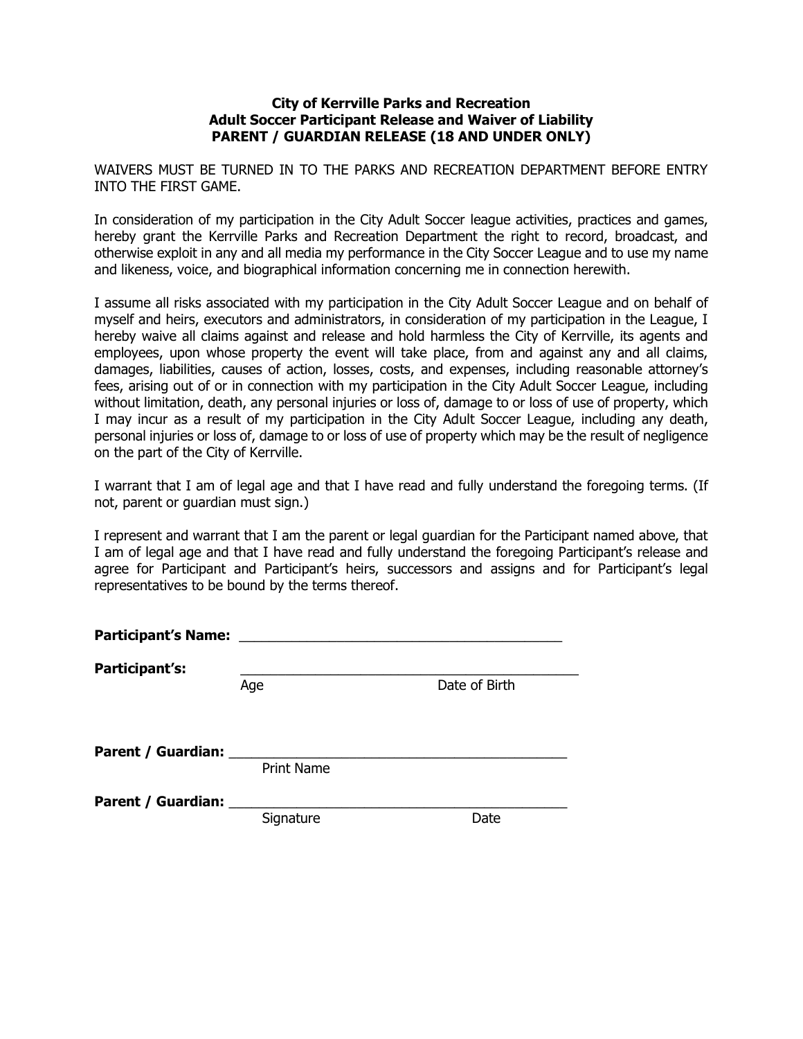**City of Kerrville Parks and Recreation**
**Adult Soccer Participant Release and Waiver of Liability**
**PARENT / GUARDIAN RELEASE (18 AND UNDER ONLY)**

WAIVERS MUST BE TURNED IN TO THE PARKS AND RECREATION DEPARTMENT BEFORE ENTRY INTO THE FIRST GAME.

In consideration of my participation in the City Adult Soccer league activities, practices and games, hereby grant the Kerrville Parks and Recreation Department the right to record, broadcast, and otherwise exploit in any and all media my performance in the City Soccer League and to use my name and likeness, voice, and biographical information concerning me in connection herewith.

I assume all risks associated with my participation in the City Adult Soccer League and on behalf of myself and heirs, executors and administrators, in consideration of my participation in the League, I hereby waive all claims against and release and hold harmless the City of Kerrville, its agents and employees, upon whose property the event will take place, from and against any and all claims, damages, liabilities, causes of action, losses, costs, and expenses, including reasonable attorney's fees, arising out of or in connection with my participation in the City Adult Soccer League, including without limitation, death, any personal injuries or loss of, damage to or loss of use of property, which I may incur as a result of my participation in the City Adult Soccer League, including any death, personal injuries or loss of, damage to or loss of use of property which may be the result of negligence on the part of the City of Kerrville.

I warrant that I am of legal age and that I have read and fully understand the foregoing terms. (If not, parent or guardian must sign.)

I represent and warrant that I am the parent or legal guardian for the Participant named above, that I am of legal age and that I have read and fully understand the foregoing Participant's release and agree for Participant and Participant's heirs, successors and assigns and for Participant's legal representatives to be bound by the terms thereof.

**Participant's Name:** ___________________________________________

**Participant's:** ___________________________________________
Age                                        Date of Birth

**Parent / Guardian:** ___________________________________________
Print Name

**Parent / Guardian:** ___________________________________________
Signature                                  Date